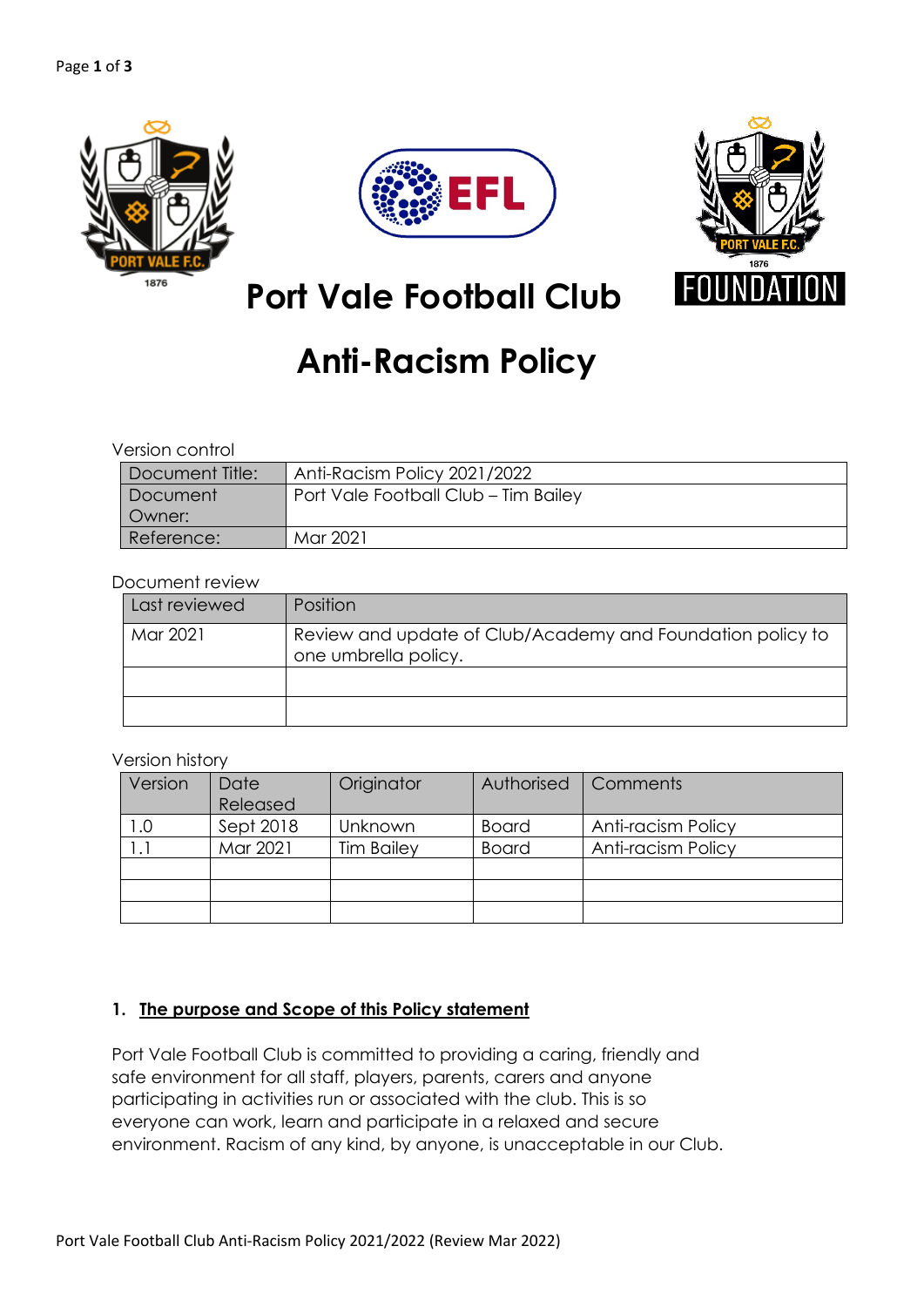# Port Vale Football Club

# Anti-Racism Policy

Version control

| Document Title: | Anti-Racism Policy 2021/2022 |
|---|---|
| Document Owner: | Port Vale Football Club – Tim Bailey |
| Reference: | Mar 2021 |

Document review

| Last reviewed | Position |
|---|---|
| Mar 2021 | Review and update of Club/Academy and Foundation policy to one umbrella policy. |
| | |
| | |

Version history

| Version | Date Released | Originator | Authorised | Comments |
|---|---|---|---|---|
| 1.0 | Sept 2018 | Unknown | Board | Anti-racism Policy |
| 1.1 | Mar 2021 | Tim Bailey | Board | Anti-racism Policy |
| | | | | |
| | | | | |
| | | | | |

## 1. The purpose and Scope of this Policy statement

Port Vale Football Club is committed to providing a caring, friendly and safe environment for all staff, players, parents, carers and anyone participating in activities run or associated with the club. This is so everyone can work, learn and participate in a relaxed and secure environment. Racism of any kind, by anyone, is unacceptable in our Club.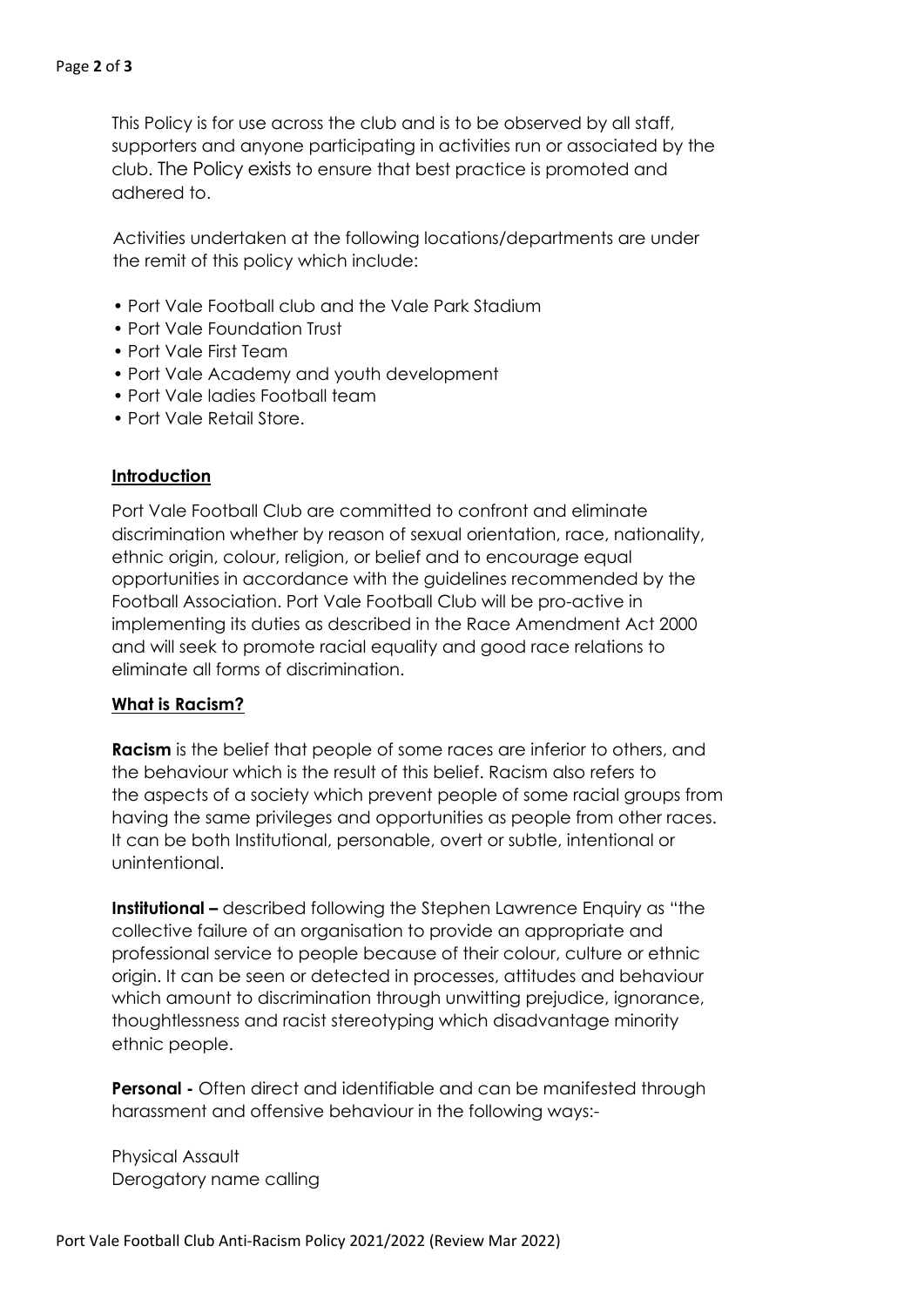This Policy is for use across the club and is to be observed by all staff, supporters and anyone participating in activities run or associated by the club. The Policy exists to ensure that best practice is promoted and adhered to.

Activities undertaken at the following locations/departments are under the remit of this policy which include:

- Port Vale Football club and the Vale Park Stadium
- Port Vale Foundation Trust
- Port Vale First Team
- Port Vale Academy and youth development
- Port Vale ladies Football team
- Port Vale Retail Store.

## Introduction

Port Vale Football Club are committed to confront and eliminate discrimination whether by reason of sexual orientation, race, nationality, ethnic origin, colour, religion, or belief and to encourage equal opportunities in accordance with the guidelines recommended by the Football Association. Port Vale Football Club will be pro-active in implementing its duties as described in the Race Amendment Act 2000 and will seek to promote racial equality and good race relations to eliminate all forms of discrimination.

## What is Racism?

**Racism** is the belief that people of some races are inferior to others, and the behaviour which is the result of this belief. Racism also refers to the aspects of a society which prevent people of some racial groups from having the same privileges and opportunities as people from other races. It can be both Institutional, personable, overt or subtle, intentional or unintentional.

**Institutional –** described following the Stephen Lawrence Enquiry as "the collective failure of an organisation to provide an appropriate and professional service to people because of their colour, culture or ethnic origin. It can be seen or detected in processes, attitudes and behaviour which amount to discrimination through unwitting prejudice, ignorance, thoughtlessness and racist stereotyping which disadvantage minority ethnic people.

**Personal -** Often direct and identifiable and can be manifested through harassment and offensive behaviour in the following ways:-

Physical Assault
Derogatory name calling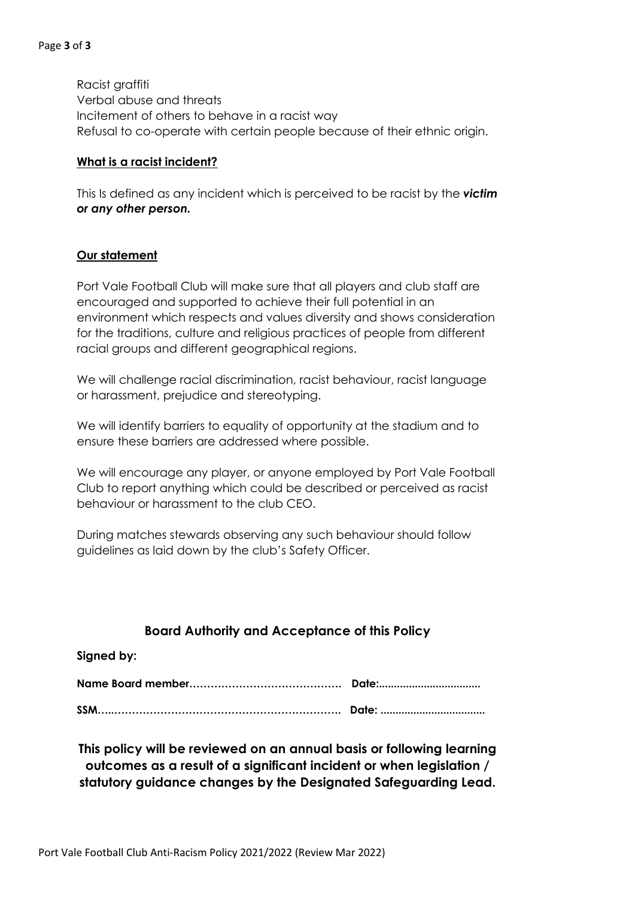Racist graffiti
Verbal abuse and threats
Incitement of others to behave in a racist way
Refusal to co-operate with certain people because of their ethnic origin.

**What is a racist incident?**

This Is defined as any incident which is perceived to be racist by the ***victim or any other person.***

**Our statement**

Port Vale Football Club will make sure that all players and club staff are encouraged and supported to achieve their full potential in an environment which respects and values diversity and shows consideration for the traditions, culture and religious practices of people from different racial groups and different geographical regions.

We will challenge racial discrimination, racist behaviour, racist language or harassment, prejudice and stereotyping.

We will identify barriers to equality of opportunity at the stadium and to ensure these barriers are addressed where possible.

We will encourage any player, or anyone employed by Port Vale Football Club to report anything which could be described or perceived as racist behaviour or harassment to the club CEO.

During matches stewards observing any such behaviour should follow guidelines as laid down by the club's Safety Officer.

## Board Authority and Acceptance of this Policy

**Signed by:**

**Name Board member……………………………………. Date:..................................**

**SSM…..…………………………………………………………. Date: ...................................**

**This policy will be reviewed on an annual basis or following learning outcomes as a result of a significant incident or when legislation / statutory guidance changes by the Designated Safeguarding Lead.**

Port Vale Football Club Anti-Racism Policy 2021/2022 (Review Mar 2022)